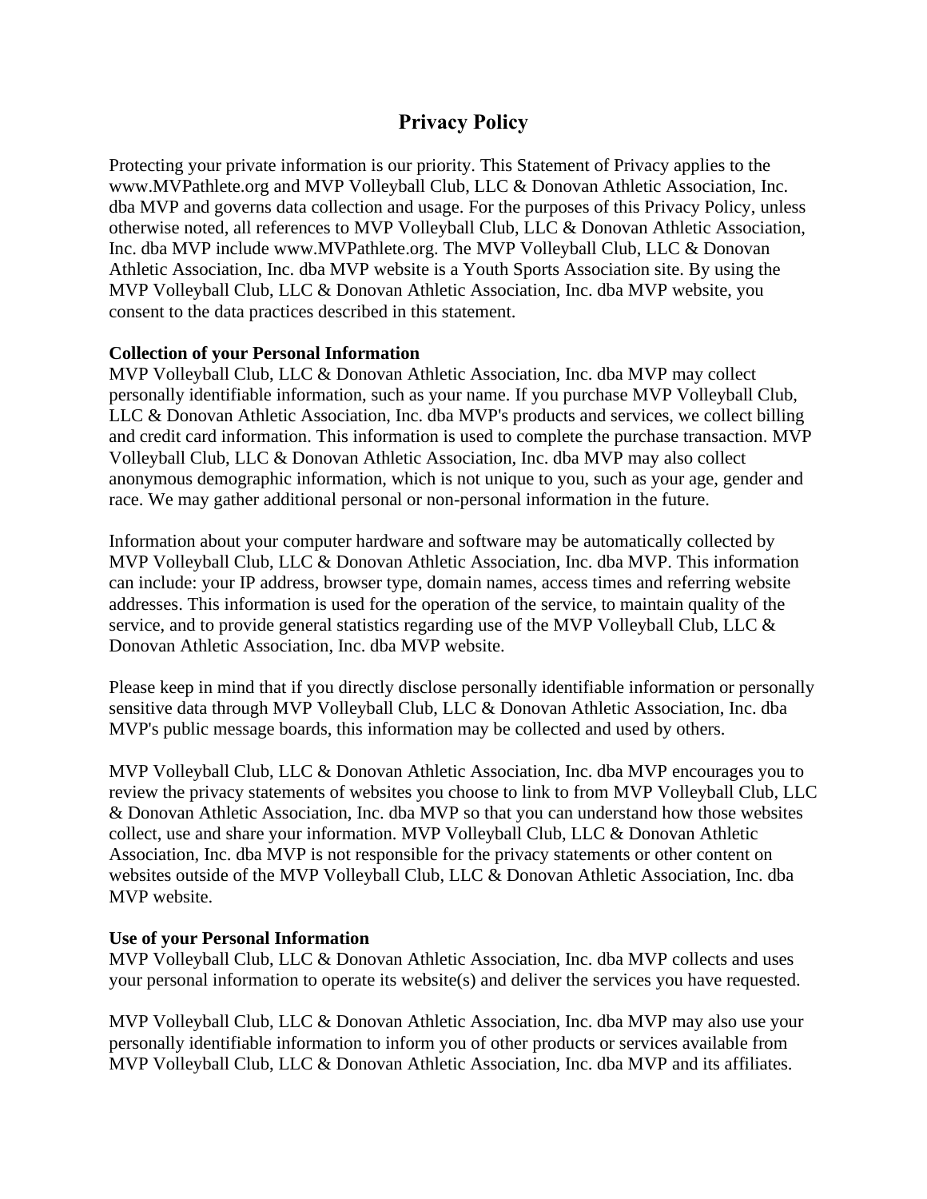# Privacy Policy

Protecting your private information is our priority. This Statement of Privacy applies to the www.MVPathlete.org and MVP Volleyball Club, LLC & Donovan Athletic Association, Inc. dba MVP and governs data collection and usage. For the purposes of this Privacy Policy, unless otherwise noted, all references to MVP Volleyball Club, LLC & Donovan Athletic Association, Inc. dba MVP include www.MVPathlete.org. The MVP Volleyball Club, LLC & Donovan Athletic Association, Inc. dba MVP website is a Youth Sports Association site. By using the MVP Volleyball Club, LLC & Donovan Athletic Association, Inc. dba MVP website, you consent to the data practices described in this statement.

**Collection of your Personal Information**

MVP Volleyball Club, LLC & Donovan Athletic Association, Inc. dba MVP may collect personally identifiable information, such as your name. If you purchase MVP Volleyball Club, LLC & Donovan Athletic Association, Inc. dba MVP's products and services, we collect billing and credit card information. This information is used to complete the purchase transaction. MVP Volleyball Club, LLC & Donovan Athletic Association, Inc. dba MVP may also collect anonymous demographic information, which is not unique to you, such as your age, gender and race. We may gather additional personal or non-personal information in the future.

Information about your computer hardware and software may be automatically collected by MVP Volleyball Club, LLC & Donovan Athletic Association, Inc. dba MVP. This information can include: your IP address, browser type, domain names, access times and referring website addresses. This information is used for the operation of the service, to maintain quality of the service, and to provide general statistics regarding use of the MVP Volleyball Club, LLC & Donovan Athletic Association, Inc. dba MVP website.

Please keep in mind that if you directly disclose personally identifiable information or personally sensitive data through MVP Volleyball Club, LLC & Donovan Athletic Association, Inc. dba MVP's public message boards, this information may be collected and used by others.

MVP Volleyball Club, LLC & Donovan Athletic Association, Inc. dba MVP encourages you to review the privacy statements of websites you choose to link to from MVP Volleyball Club, LLC & Donovan Athletic Association, Inc. dba MVP so that you can understand how those websites collect, use and share your information. MVP Volleyball Club, LLC & Donovan Athletic Association, Inc. dba MVP is not responsible for the privacy statements or other content on websites outside of the MVP Volleyball Club, LLC & Donovan Athletic Association, Inc. dba MVP website.

**Use of your Personal Information**

MVP Volleyball Club, LLC & Donovan Athletic Association, Inc. dba MVP collects and uses your personal information to operate its website(s) and deliver the services you have requested.

MVP Volleyball Club, LLC & Donovan Athletic Association, Inc. dba MVP may also use your personally identifiable information to inform you of other products or services available from MVP Volleyball Club, LLC & Donovan Athletic Association, Inc. dba MVP and its affiliates.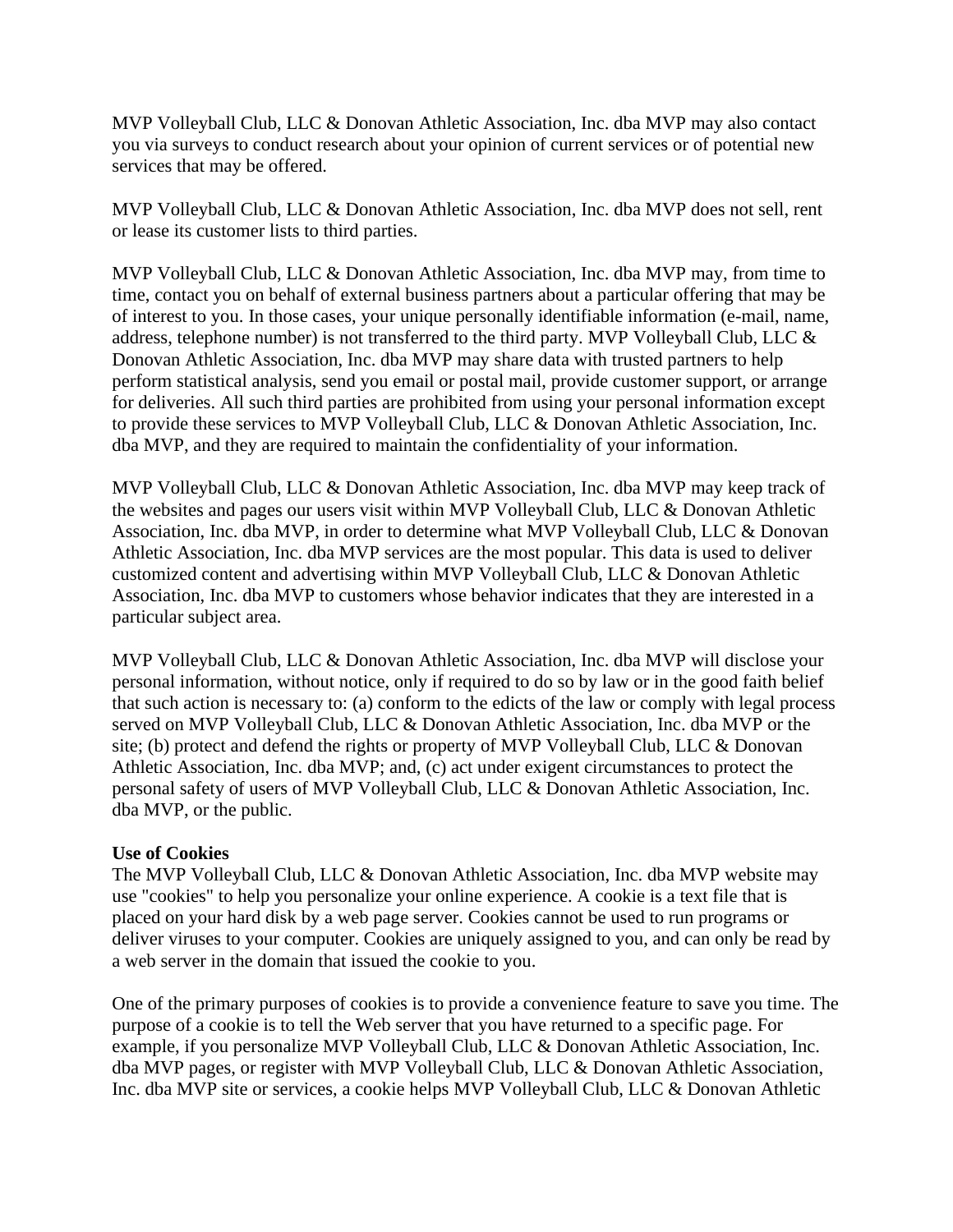MVP Volleyball Club, LLC & Donovan Athletic Association, Inc. dba MVP may also contact you via surveys to conduct research about your opinion of current services or of potential new services that may be offered.

MVP Volleyball Club, LLC & Donovan Athletic Association, Inc. dba MVP does not sell, rent or lease its customer lists to third parties.

MVP Volleyball Club, LLC & Donovan Athletic Association, Inc. dba MVP may, from time to time, contact you on behalf of external business partners about a particular offering that may be of interest to you. In those cases, your unique personally identifiable information (e-mail, name, address, telephone number) is not transferred to the third party. MVP Volleyball Club, LLC & Donovan Athletic Association, Inc. dba MVP may share data with trusted partners to help perform statistical analysis, send you email or postal mail, provide customer support, or arrange for deliveries. All such third parties are prohibited from using your personal information except to provide these services to MVP Volleyball Club, LLC & Donovan Athletic Association, Inc. dba MVP, and they are required to maintain the confidentiality of your information.

MVP Volleyball Club, LLC & Donovan Athletic Association, Inc. dba MVP may keep track of the websites and pages our users visit within MVP Volleyball Club, LLC & Donovan Athletic Association, Inc. dba MVP, in order to determine what MVP Volleyball Club, LLC & Donovan Athletic Association, Inc. dba MVP services are the most popular. This data is used to deliver customized content and advertising within MVP Volleyball Club, LLC & Donovan Athletic Association, Inc. dba MVP to customers whose behavior indicates that they are interested in a particular subject area.

MVP Volleyball Club, LLC & Donovan Athletic Association, Inc. dba MVP will disclose your personal information, without notice, only if required to do so by law or in the good faith belief that such action is necessary to: (a) conform to the edicts of the law or comply with legal process served on MVP Volleyball Club, LLC & Donovan Athletic Association, Inc. dba MVP or the site; (b) protect and defend the rights or property of MVP Volleyball Club, LLC & Donovan Athletic Association, Inc. dba MVP; and, (c) act under exigent circumstances to protect the personal safety of users of MVP Volleyball Club, LLC & Donovan Athletic Association, Inc. dba MVP, or the public.

**Use of Cookies**

The MVP Volleyball Club, LLC & Donovan Athletic Association, Inc. dba MVP website may use "cookies" to help you personalize your online experience. A cookie is a text file that is placed on your hard disk by a web page server. Cookies cannot be used to run programs or deliver viruses to your computer. Cookies are uniquely assigned to you, and can only be read by a web server in the domain that issued the cookie to you.

One of the primary purposes of cookies is to provide a convenience feature to save you time. The purpose of a cookie is to tell the Web server that you have returned to a specific page. For example, if you personalize MVP Volleyball Club, LLC & Donovan Athletic Association, Inc. dba MVP pages, or register with MVP Volleyball Club, LLC & Donovan Athletic Association, Inc. dba MVP site or services, a cookie helps MVP Volleyball Club, LLC & Donovan Athletic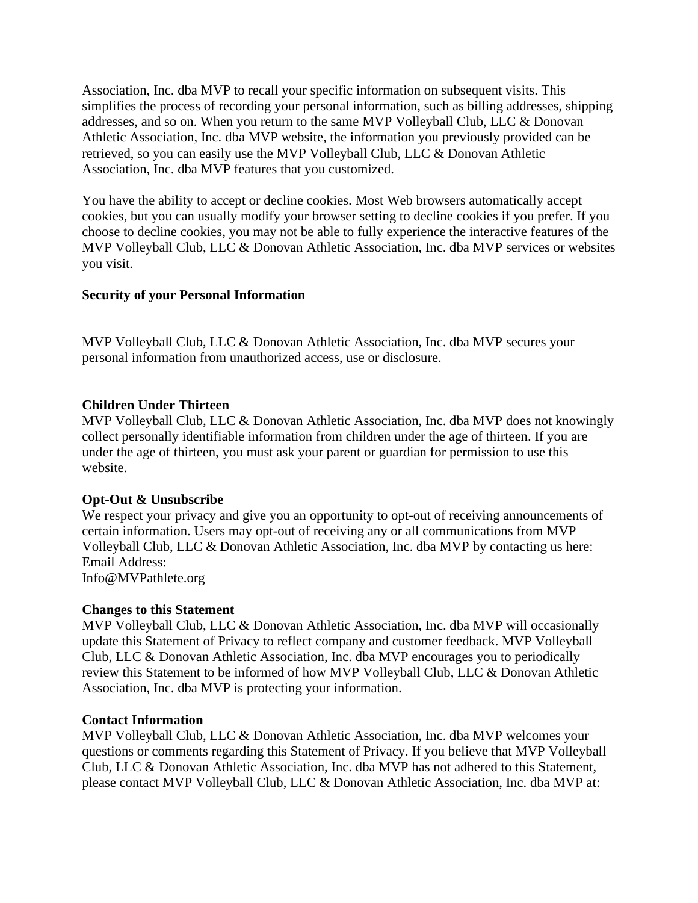Association, Inc. dba MVP to recall your specific information on subsequent visits. This simplifies the process of recording your personal information, such as billing addresses, shipping addresses, and so on. When you return to the same MVP Volleyball Club, LLC & Donovan Athletic Association, Inc. dba MVP website, the information you previously provided can be retrieved, so you can easily use the MVP Volleyball Club, LLC & Donovan Athletic Association, Inc. dba MVP features that you customized.

You have the ability to accept or decline cookies. Most Web browsers automatically accept cookies, but you can usually modify your browser setting to decline cookies if you prefer. If you choose to decline cookies, you may not be able to fully experience the interactive features of the MVP Volleyball Club, LLC & Donovan Athletic Association, Inc. dba MVP services or websites you visit.

**Security of your Personal Information**

MVP Volleyball Club, LLC & Donovan Athletic Association, Inc. dba MVP secures your personal information from unauthorized access, use or disclosure.

**Children Under Thirteen**

MVP Volleyball Club, LLC & Donovan Athletic Association, Inc. dba MVP does not knowingly collect personally identifiable information from children under the age of thirteen. If you are under the age of thirteen, you must ask your parent or guardian for permission to use this website.

**Opt-Out & Unsubscribe**

We respect your privacy and give you an opportunity to opt-out of receiving announcements of certain information. Users may opt-out of receiving any or all communications from MVP Volleyball Club, LLC & Donovan Athletic Association, Inc. dba MVP by contacting us here:
Email Address:
Info@MVPathlete.org

**Changes to this Statement**

MVP Volleyball Club, LLC & Donovan Athletic Association, Inc. dba MVP will occasionally update this Statement of Privacy to reflect company and customer feedback. MVP Volleyball Club, LLC & Donovan Athletic Association, Inc. dba MVP encourages you to periodically review this Statement to be informed of how MVP Volleyball Club, LLC & Donovan Athletic Association, Inc. dba MVP is protecting your information.

**Contact Information**

MVP Volleyball Club, LLC & Donovan Athletic Association, Inc. dba MVP welcomes your questions or comments regarding this Statement of Privacy. If you believe that MVP Volleyball Club, LLC & Donovan Athletic Association, Inc. dba MVP has not adhered to this Statement, please contact MVP Volleyball Club, LLC & Donovan Athletic Association, Inc. dba MVP at: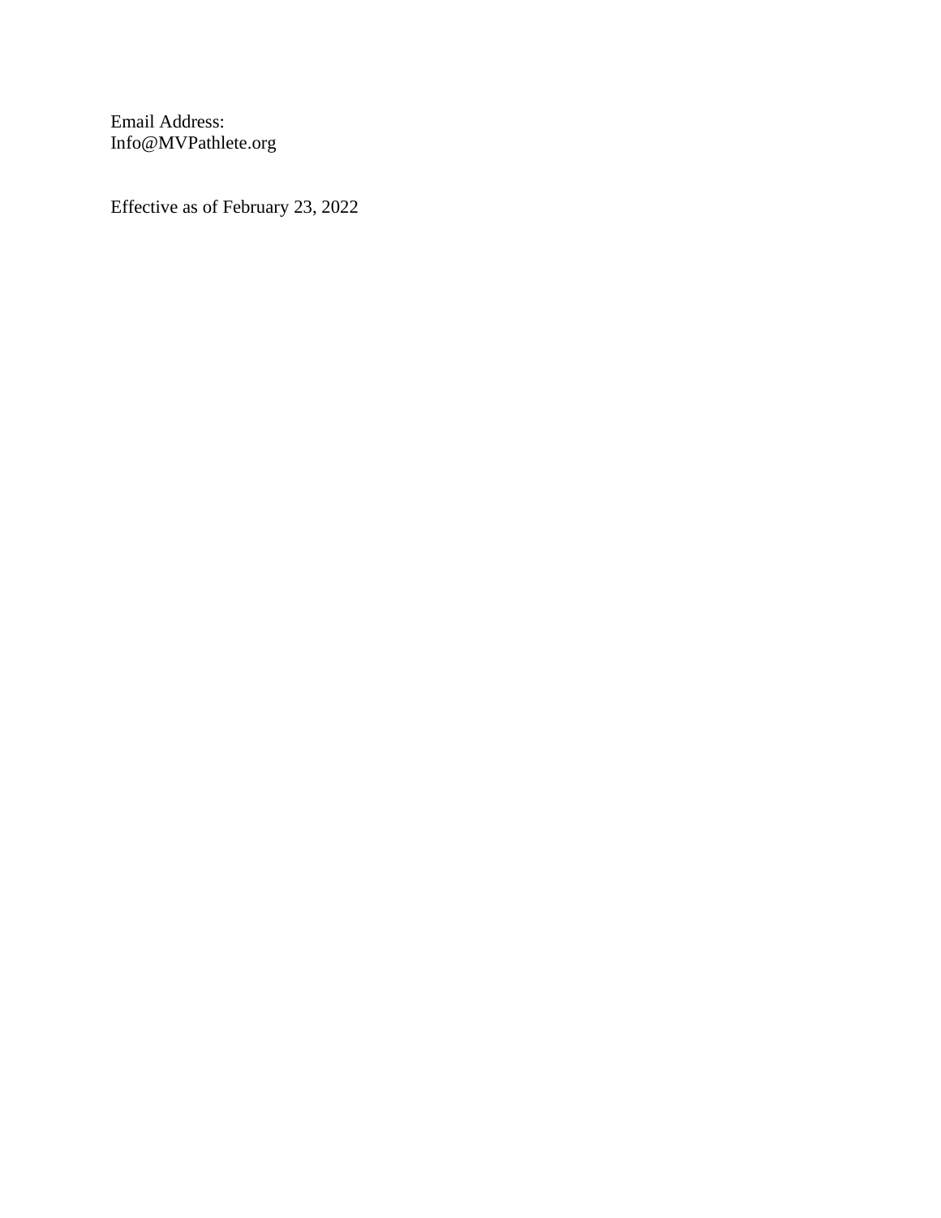Email Address:
Info@MVPathlete.org

Effective as of February 23, 2022